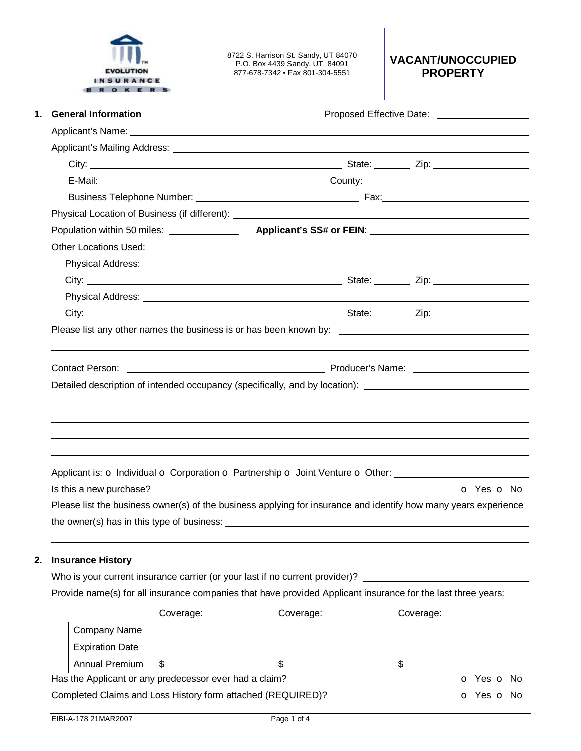EVOLUTION INSURANCE BROKERS

8722 S. Harrison St. Sandy, UT 84070
P.O. Box 4439 Sandy, UT 84091
877-678-7342 • Fax 801-304-5551

# VACANT/UNOCCUPIED PROPERTY

## 1. General Information

Proposed Effective Date: ____________________

Applicant's Name: ____________________

Applicant's Mailing Address: ____________________

City: ____________________ State: ________ Zip: ____________________

E-Mail: ____________________ County: ____________________

Business Telephone Number: ____________________ Fax: ____________________

Physical Location of Business (if different): ____________________

Population within 50 miles: ______________ **Applicant's SS# or FEIN**: ____________________

Other Locations Used:

Physical Address: ____________________

City: ____________________ State: ________ Zip: ____________________

Physical Address: ____________________

City: ____________________ State: ________ Zip: ____________________

Please list any other names the business is or has been known by: ____________________

____________________

Contact Person: ____________________ Producer's Name: ____________________

Detailed description of intended occupancy (specifically, and by location): ____________________

____________________

____________________

____________________

____________________

Applicant is: o Individual o Corporation o Partnership o Joint Venture o Other: ____________________

Is this a new purchase? o Yes o No

Please list the business owner(s) of the business applying for insurance and identify how many years experience the owner(s) has in this type of business: ____________________

____________________

## 2. Insurance History

Who is your current insurance carrier (or your last if no current provider)? ____________________

Provide name(s) for all insurance companies that have provided Applicant insurance for the last three years:

| | Coverage: | Coverage: | Coverage: |
|---|---|---|---|
| Company Name | | | |
| Expiration Date | | | |
| Annual Premium | $ | $ | $ |

Has the Applicant or any predecessor ever had a claim? o Yes o No

Completed Claims and Loss History form attached (REQUIRED)? o Yes o No

EIBI-A-178 21MAR2007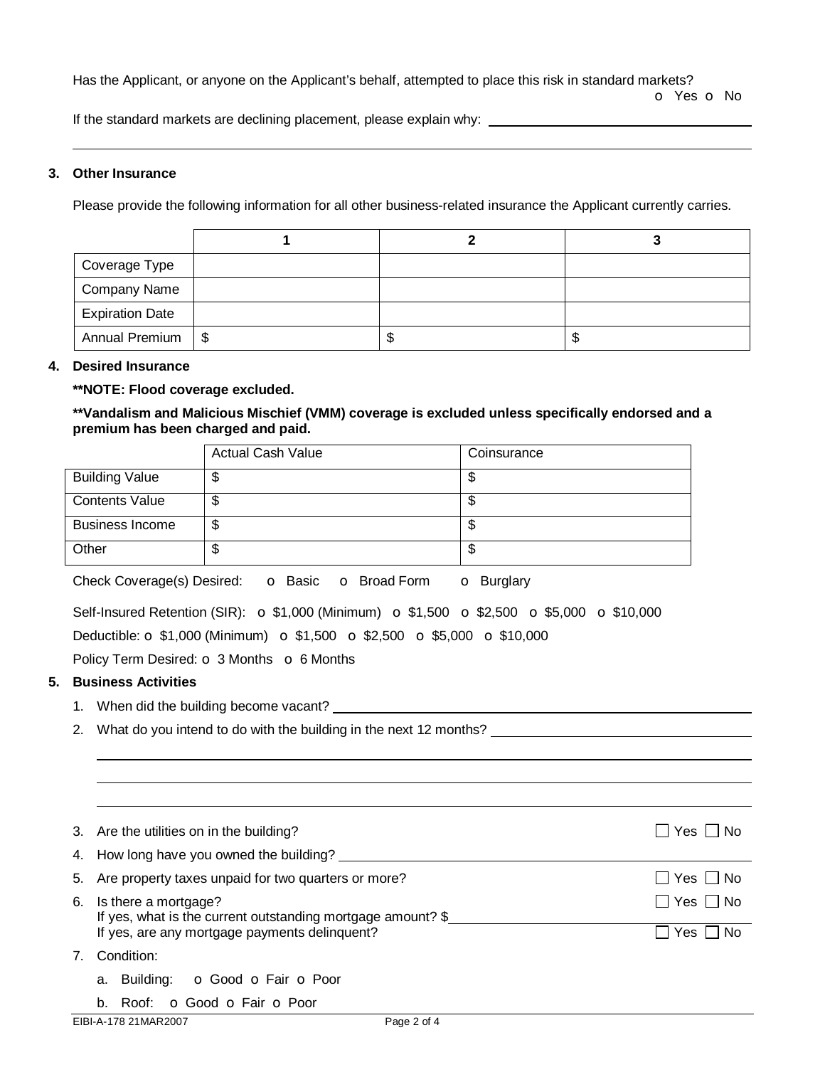Has the Applicant, or anyone on the Applicant's behalf, attempted to place this risk in standard markets?
o Yes o No

If the standard markets are declining placement, please explain why: ______________________

______________________________________________________________________

### 3. Other Insurance

Please provide the following information for all other business-related insurance the Applicant currently carries.

| | 1 | 2 | 3 |
|---|---|---|---|
| Coverage Type | | | |
| Company Name | | | |
| Expiration Date | | | |
| Annual Premium | $ | $ | $ |

### 4. Desired Insurance

**\*\*NOTE: Flood coverage excluded.**

**\*\*Vandalism and Malicious Mischief (VMM) coverage is excluded unless specifically endorsed and a premium has been charged and paid.**

| | Actual Cash Value | Coinsurance |
|---|---|---|
| Building Value | $ | $ |
| Contents Value | $ | $ |
| Business Income | $ | $ |
| Other | $ | $ |

Check Coverage(s) Desired: o Basic o Broad Form o Burglary

Self-Insured Retention (SIR): o $1,000 (Minimum) o $1,500 o $2,500 o $5,000 o $10,000

Deductible: o $1,000 (Minimum) o $1,500 o $2,500 o $5,000 o $10,000

Policy Term Desired: o 3 Months o 6 Months

### 5. Business Activities

1. When did the building become vacant? ______________________
2. What do you intend to do with the building in the next 12 months? ______________________

   ______________________________________________________________________

   ______________________________________________________________________

   ______________________________________________________________________

3. Are the utilities on in the building? ☐ Yes ☐ No
4. How long have you owned the building? ______________________
5. Are property taxes unpaid for two quarters or more? ☐ Yes ☐ No
6. Is there a mortgage? ☐ Yes ☐ No
   If yes, what is the current outstanding mortgage amount? $______________________
   If yes, are any mortgage payments delinquent? ☐ Yes ☐ No
7. Condition:
   a. Building: o Good o Fair o Poor
   b. Roof: o Good o Fair o Poor

EIBI-A-178 21MAR2007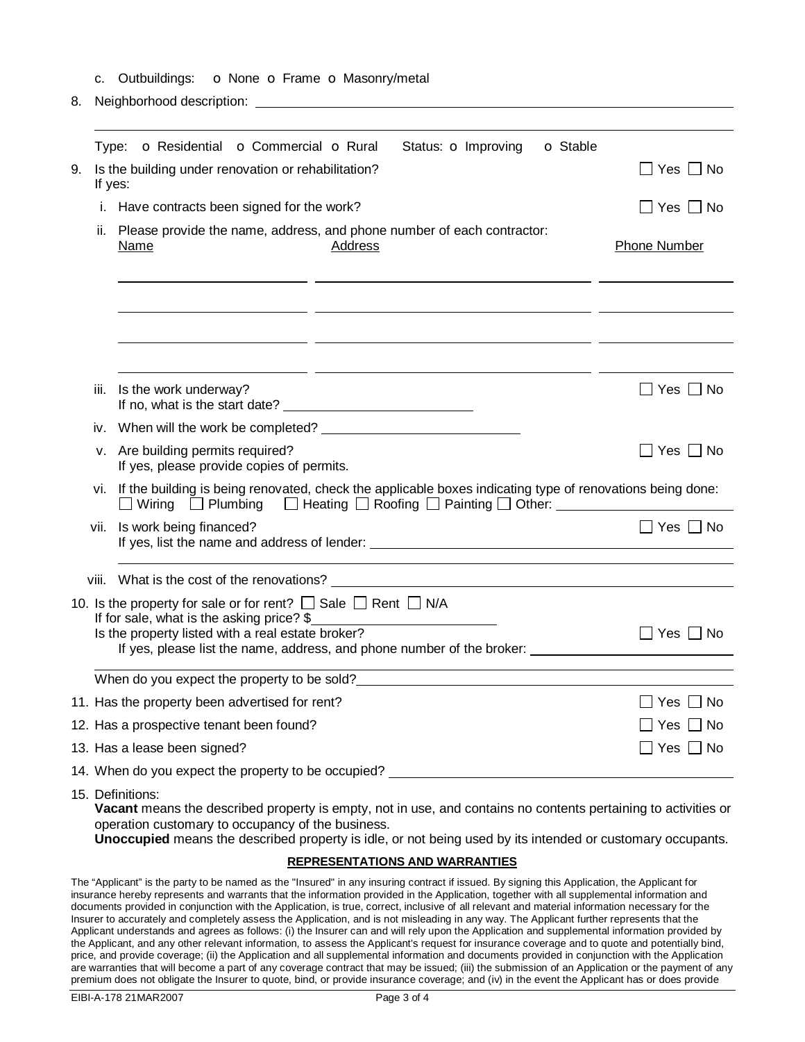c. Outbuildings: o None o Frame o Masonry/metal

8. Neighborhood description: \_\_\_\_\_\_\_\_\_\_\_\_\_\_\_\_\_\_\_\_\_\_\_\_\_\_\_\_\_\_\_\_\_\_\_\_\_\_\_\_\_\_\_\_

   \_\_\_\_\_\_\_\_\_\_\_\_\_\_\_\_\_\_\_\_\_\_\_\_\_\_\_\_\_\_\_\_\_\_\_\_\_\_\_\_\_\_\_\_\_\_\_\_\_\_\_\_\_\_\_\_\_\_\_\_

   Type: o Residential o Commercial o Rural Status: o Improving o Stable

9. Is the building under renovation or rehabilitation? ☐ Yes ☐ No

   If yes:

   i. Have contracts been signed for the work? ☐ Yes ☐ No

   ii. Please provide the name, address, and phone number of each contractor:

| Name | Address | Phone Number |
|---|---|---|
| | | |
| | | |
| | | |
| | | |

   iii. Is the work underway? ☐ Yes ☐ No

   If no, what is the start date? \_\_\_\_\_\_\_\_\_\_\_\_\_\_\_\_\_\_\_\_

   iv. When will the work be completed? \_\_\_\_\_\_\_\_\_\_\_\_\_\_\_\_\_\_\_\_

   v. Are building permits required? ☐ Yes ☐ No

   If yes, please provide copies of permits.

   vi. If the building is being renovated, check the applicable boxes indicating type of renovations being done:
   ☐ Wiring ☐ Plumbing ☐ Heating ☐ Roofing ☐ Painting ☐ Other: \_\_\_\_\_\_\_\_\_\_\_\_\_\_\_\_\_\_\_\_

   vii. Is work being financed? ☐ Yes ☐ No

   If yes, list the name and address of lender: \_\_\_\_\_\_\_\_\_\_\_\_\_\_\_\_\_\_\_\_\_\_\_\_\_\_\_\_\_\_\_\_

   \_\_\_\_\_\_\_\_\_\_\_\_\_\_\_\_\_\_\_\_\_\_\_\_\_\_\_\_\_\_\_\_\_\_\_\_\_\_\_\_\_\_\_\_\_\_\_\_\_\_\_\_\_\_\_\_\_\_\_\_

   viii. What is the cost of the renovations? \_\_\_\_\_\_\_\_\_\_\_\_\_\_\_\_\_\_\_\_\_\_\_\_\_\_\_\_\_\_\_\_

10. Is the property for sale or for rent? ☐ Sale ☐ Rent ☐ N/A

    If for sale, what is the asking price? $\_\_\_\_\_\_\_\_\_\_\_\_\_\_\_\_\_\_\_\_

    Is the property listed with a real estate broker? ☐ Yes ☐ No

    If yes, please list the name, address, and phone number of the broker: \_\_\_\_\_\_\_\_\_\_\_\_\_\_\_\_\_\_\_\_

    \_\_\_\_\_\_\_\_\_\_\_\_\_\_\_\_\_\_\_\_\_\_\_\_\_\_\_\_\_\_\_\_\_\_\_\_\_\_\_\_\_\_\_\_\_\_\_\_\_\_\_\_\_\_\_\_\_\_\_\_

    When do you expect the property to be sold? \_\_\_\_\_\_\_\_\_\_\_\_\_\_\_\_\_\_\_\_\_\_\_\_\_\_\_\_\_\_\_\_

11. Has the property been advertised for rent? ☐ Yes ☐ No

12. Has a prospective tenant been found? ☐ Yes ☐ No

13. Has a lease been signed? ☐ Yes ☐ No

14. When do you expect the property to be occupied? \_\_\_\_\_\_\_\_\_\_\_\_\_\_\_\_\_\_\_\_\_\_\_\_\_\_\_\_\_\_\_\_

15. Definitions:

    **Vacant** means the described property is empty, not in use, and contains no contents pertaining to activities or operation customary to occupancy of the business.

    **Unoccupied** means the described property is idle, or not being used by its intended or customary occupants.

## REPRESENTATIONS AND WARRANTIES

The "Applicant" is the party to be named as the "Insured" in any insuring contract if issued. By signing this Application, the Applicant for insurance hereby represents and warrants that the information provided in the Application, together with all supplemental information and documents provided in conjunction with the Application, is true, correct, inclusive of all relevant and material information necessary for the Insurer to accurately and completely assess the Application, and is not misleading in any way. The Applicant further represents that the Applicant understands and agrees as follows: (i) the Insurer can and will rely upon the Application and supplemental information provided by the Applicant, and any other relevant information, to assess the Applicant's request for insurance coverage and to quote and potentially bind, price, and provide coverage; (ii) the Application and all supplemental information and documents provided in conjunction with the Application are warranties that will become a part of any coverage contract that may be issued; (iii) the submission of an Application or the payment of any premium does not obligate the Insurer to quote, bind, or provide insurance coverage; and (iv) in the event the Applicant has or does provide

EIBI-A-178 21MAR2007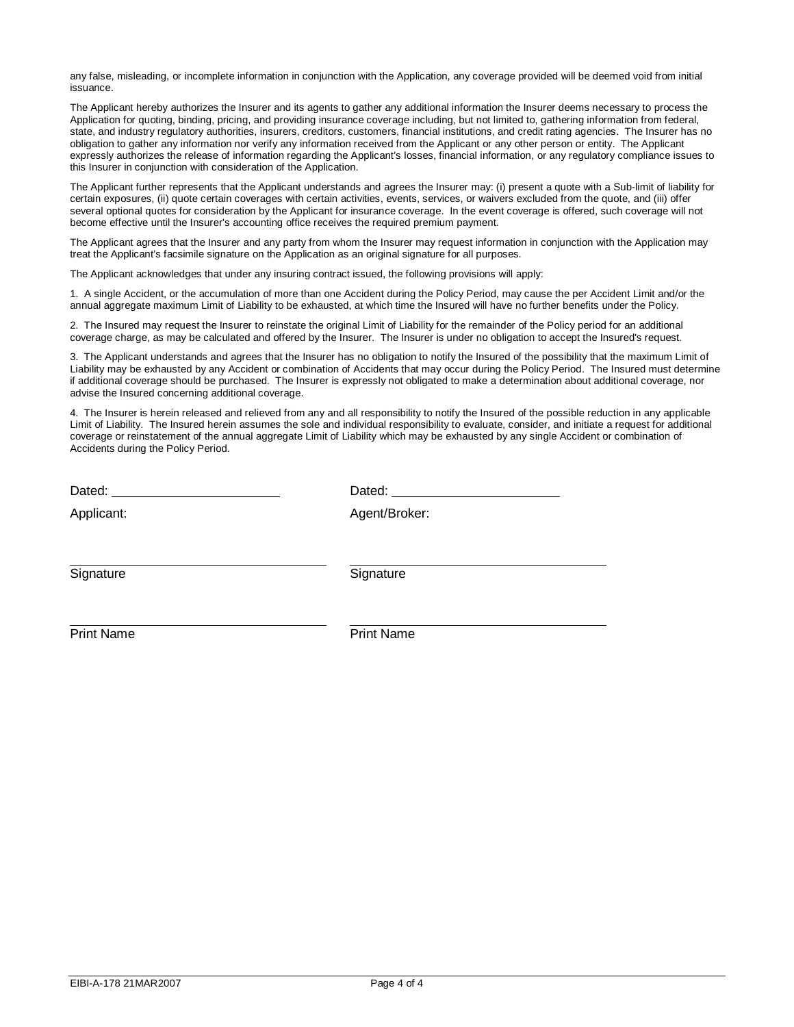any false, misleading, or incomplete information in conjunction with the Application, any coverage provided will be deemed void from initial issuance.

The Applicant hereby authorizes the Insurer and its agents to gather any additional information the Insurer deems necessary to process the Application for quoting, binding, pricing, and providing insurance coverage including, but not limited to, gathering information from federal, state, and industry regulatory authorities, insurers, creditors, customers, financial institutions, and credit rating agencies. The Insurer has no obligation to gather any information nor verify any information received from the Applicant or any other person or entity. The Applicant expressly authorizes the release of information regarding the Applicant's losses, financial information, or any regulatory compliance issues to this Insurer in conjunction with consideration of the Application.

The Applicant further represents that the Applicant understands and agrees the Insurer may: (i) present a quote with a Sub-limit of liability for certain exposures, (ii) quote certain coverages with certain activities, events, services, or waivers excluded from the quote, and (iii) offer several optional quotes for consideration by the Applicant for insurance coverage. In the event coverage is offered, such coverage will not become effective until the Insurer's accounting office receives the required premium payment.

The Applicant agrees that the Insurer and any party from whom the Insurer may request information in conjunction with the Application may treat the Applicant's facsimile signature on the Application as an original signature for all purposes.

The Applicant acknowledges that under any insuring contract issued, the following provisions will apply:

1. A single Accident, or the accumulation of more than one Accident during the Policy Period, may cause the per Accident Limit and/or the annual aggregate maximum Limit of Liability to be exhausted, at which time the Insured will have no further benefits under the Policy.

2. The Insured may request the Insurer to reinstate the original Limit of Liability for the remainder of the Policy period for an additional coverage charge, as may be calculated and offered by the Insurer. The Insurer is under no obligation to accept the Insured's request.

3. The Applicant understands and agrees that the Insurer has no obligation to notify the Insured of the possibility that the maximum Limit of Liability may be exhausted by any Accident or combination of Accidents that may occur during the Policy Period. The Insured must determine if additional coverage should be purchased. The Insurer is expressly not obligated to make a determination about additional coverage, nor advise the Insured concerning additional coverage.

4. The Insurer is herein released and relieved from any and all responsibility to notify the Insured of the possible reduction in any applicable Limit of Liability. The Insured herein assumes the sole and individual responsibility to evaluate, consider, and initiate a request for additional coverage or reinstatement of the annual aggregate Limit of Liability which may be exhausted by any single Accident or combination of Accidents during the Policy Period.

Dated: ______________________

Applicant:

______________________________
Signature

______________________________
Print Name

Dated: ______________________

Agent/Broker:

______________________________
Signature

______________________________
Print Name

EIBI-A-178 21MAR2007